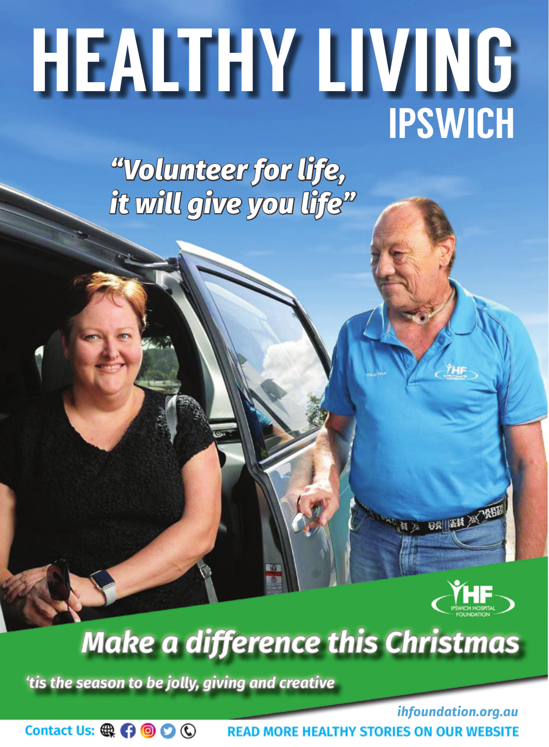# HEALTHY LIVING

## IPSWICH

*"Volunteer for life, it will give you life"*

IHF IPSWICH HOSPITAL FOUNDATION

## *Make a difference this Christmas*

*'tis the season to be jolly, giving and creative*

*ihfoundation.org.au*

**Contact Us:**

**READ MORE HEALTHY STORIES ON OUR WEBSITE**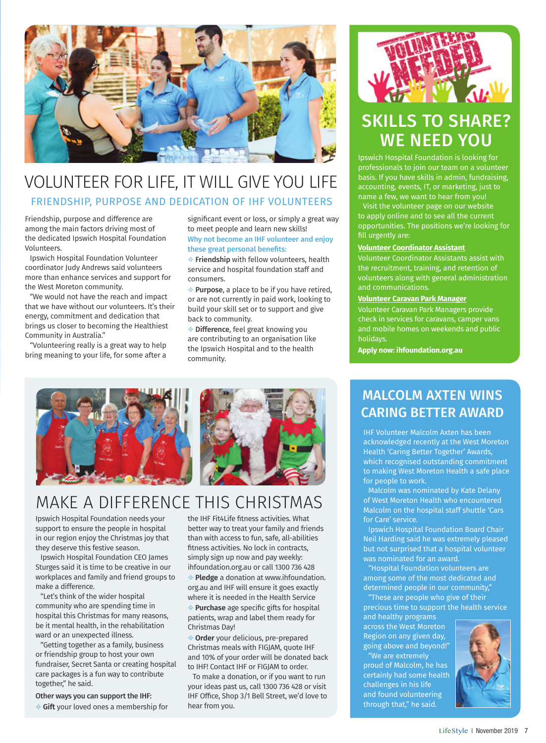# VOLUNTEER FOR LIFE, IT WILL GIVE YOU LIFE

## FRIENDSHIP, PURPOSE AND DEDICATION OF IHF VOLUNTEERS

Friendship, purpose and difference are among the main factors driving most of the dedicated Ipswich Hospital Foundation Volunteers.

Ipswich Hospital Foundation Volunteer coordinator Judy Andrews said volunteers more than enhance services and support for the West Moreton community.

"We would not have the reach and impact that we have without our volunteers. It's their energy, commitment and dedication that brings us closer to becoming the Healthiest Community in Australia."

"Volunteering really is a great way to help bring meaning to your life, for some after a significant event or loss, or simply a great way to meet people and learn new skills!

Why not become an IHF volunteer and enjoy these great personal benefits:

- **Friendship** with fellow volunteers, health service and hospital foundation staff and consumers.
- **Purpose**, a place to be if you have retired, or are not currently in paid work, looking to build your skill set or to support and give back to community.
- **Difference**, feel great knowing you are contributing to an organisation like the Ipswich Hospital and to the health community.

# SKILLS TO SHARE? WE NEED YOU

Ipswich Hospital Foundation is looking for professionals to join our team on a volunteer basis. If you have skills in admin, fundraising, accounting, events, IT, or marketing, just to name a few, we want to hear from you!

Visit the volunteer page on our website to apply online and to see all the current opportunities. The positions we're looking for fill urgently are:

**Volunteer Coordinator Assistant**

Volunteer Coordinator Assistants assist with the recruitment, training, and retention of volunteers along with general administration and communications.

**Volunteer Caravan Park Manager**

Volunteer Caravan Park Managers provide check in services for caravans, camper vans and mobile homes on weekends and public holidays.

**Apply now: ihfoundation.org.au**

# MAKE A DIFFERENCE THIS CHRISTMAS

Ipswich Hospital Foundation needs your support to ensure the people in hospital in our region enjoy the Christmas joy that they deserve this festive season.

Ipswich Hospital Foundation CEO James Sturges said it is time to be creative in our workplaces and family and friend groups to make a difference.

"Let's think of the wider hospital community who are spending time in hospital this Christmas for many reasons, be it mental health, in the rehabilitation ward or an unexpected illness.

"Getting together as a family, business or friendship group to host your own fundraiser, Secret Santa or creating hospital care packages is a fun way to contribute together," he said.

**Other ways you can support the IHF:**

- **Gift** your loved ones a membership for the IHF Fit4Life fitness activities. What better way to treat your family and friends than with access to fun, safe, all-abilities fitness activities. No lock in contracts, simply sign up now and pay weekly: ihfoundation.org.au or call 1300 736 428
- **Pledge** a donation at www.ihfoundation.org.au and IHF will ensure it goes exactly where it is needed in the Health Service
- **Purchase** age specific gifts for hospital patients, wrap and label them ready for Christmas Day!
- **Order** your delicious, pre-prepared Christmas meals with FIGJAM, quote IHF and 10% of your order will be donated back to IHF! Contact IHF or FIGJAM to order.

To make a donation, or if you want to run your ideas past us, call 1300 736 428 or visit IHF Office, Shop 3/1 Bell Street, we'd love to hear from you.

# MALCOLM AXTEN WINS CARING BETTER AWARD

IHF Volunteer Malcolm Axten has been acknowledged recently at the West Moreton Health 'Caring Better Together' Awards, which recognised outstanding commitment to making West Moreton Health a safe place for people to work.

Malcolm was nominated by Kate Delany of West Moreton Health who encountered Malcolm on the hospital staff shuttle 'Cars for Care' service.

Ipswich Hospital Foundation Board Chair Neil Harding said he was extremely pleased but not surprised that a hospital volunteer was nominated for an award.

"Hospital Foundation volunteers are among some of the most dedicated and determined people in our community,"

"These are people who give of their precious time to support the health service and healthy programs across the West Moreton Region on any given day, going above and beyond!"

"We are extremely proud of Malcolm, he has certainly had some health challenges in his life and found volunteering through that," he said.